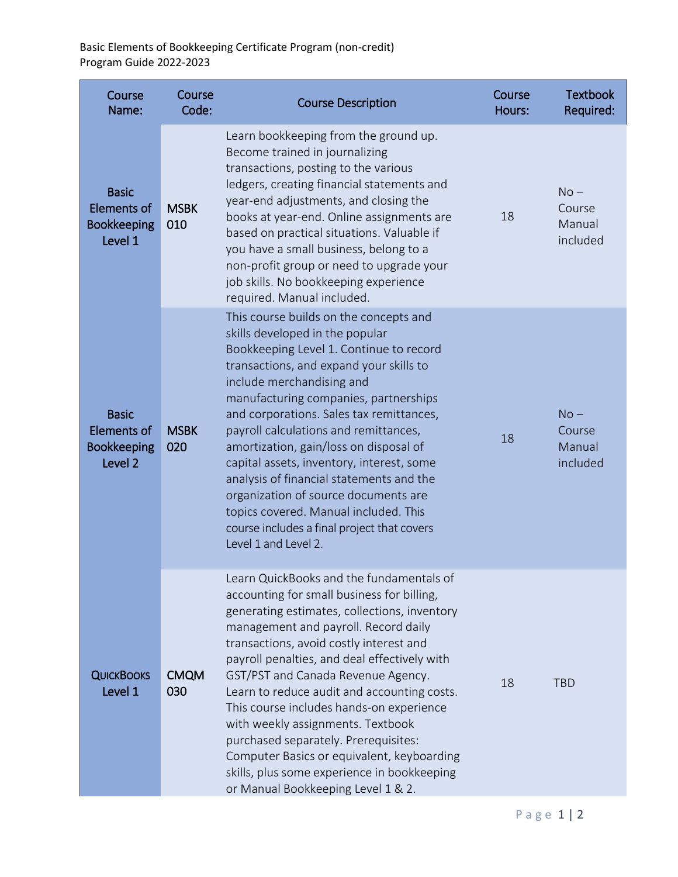Basic Elements of Bookkeeping Certificate Program (non-credit)
Program Guide 2022-2023

| Course Name: | Course Code: | Course Description | Course Hours: | Textbook Required: |
|---|---|---|---|---|
| Basic Elements of Bookkeeping Level 1 | MSBK 010 | Learn bookkeeping from the ground up. Become trained in journalizing transactions, posting to the various ledgers, creating financial statements and year-end adjustments, and closing the books at year-end. Online assignments are based on practical situations. Valuable if you have a small business, belong to a non-profit group or need to upgrade your job skills. No bookkeeping experience required. Manual included. | 18 | No – Course Manual included |
| Basic Elements of Bookkeeping Level 2 | MSBK 020 | This course builds on the concepts and skills developed in the popular Bookkeeping Level 1. Continue to record transactions, and expand your skills to include merchandising and manufacturing companies, partnerships and corporations. Sales tax remittances, payroll calculations and remittances, amortization, gain/loss on disposal of capital assets, inventory, interest, some analysis of financial statements and the organization of source documents are topics covered. Manual included. This course includes a final project that covers Level 1 and Level 2. | 18 | No – Course Manual included |
| QuickBooks Level 1 | CMQM 030 | Learn QuickBooks and the fundamentals of accounting for small business for billing, generating estimates, collections, inventory management and payroll. Record daily transactions, avoid costly interest and payroll penalties, and deal effectively with GST/PST and Canada Revenue Agency. Learn to reduce audit and accounting costs. This course includes hands-on experience with weekly assignments. Textbook purchased separately. Prerequisites: Computer Basics or equivalent, keyboarding skills, plus some experience in bookkeeping or Manual Bookkeeping Level 1 & 2. | 18 | TBD |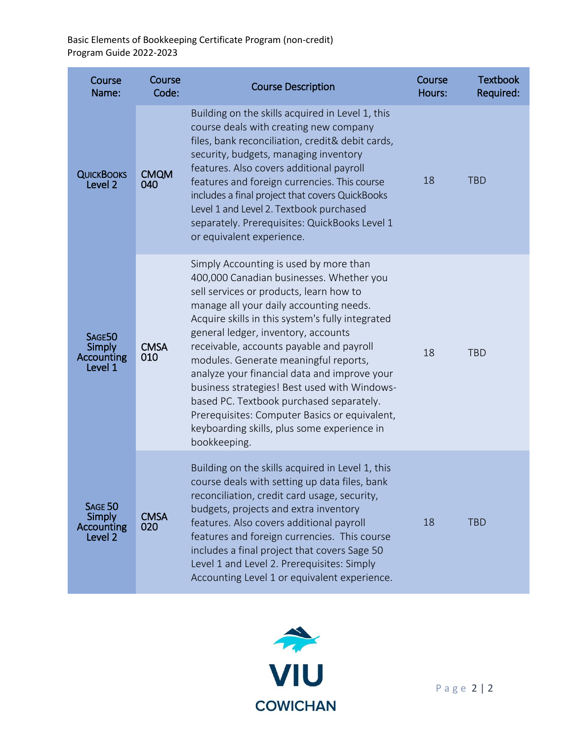| Course Name: | Course Code: | Course Description | Course Hours: | Textbook Required: |
|---|---|---|---|---|
| QuickBooks Level 2 | CMQM 040 | Building on the skills acquired in Level 1, this course deals with creating new company files, bank reconciliation, credit& debit cards, security, budgets, managing inventory features. Also covers additional payroll features and foreign currencies. This course includes a final project that covers QuickBooks Level 1 and Level 2. Textbook purchased separately. Prerequisites: QuickBooks Level 1 or equivalent experience. | 18 | TBD |
| Sage50 Simply Accounting Level 1 | CMSA 010 | Simply Accounting is used by more than 400,000 Canadian businesses. Whether you sell services or products, learn how to manage all your daily accounting needs. Acquire skills in this system's fully integrated general ledger, inventory, accounts receivable, accounts payable and payroll modules. Generate meaningful reports, analyze your financial data and improve your business strategies! Best used with Windows-based PC. Textbook purchased separately. Prerequisites: Computer Basics or equivalent, keyboarding skills, plus some experience in bookkeeping. | 18 | TBD |
| Sage 50 Simply Accounting Level 2 | CMSA 020 | Building on the skills acquired in Level 1, this course deals with setting up data files, bank reconciliation, credit card usage, security, budgets, projects and extra inventory features. Also covers additional payroll features and foreign currencies. This course includes a final project that covers Sage 50 Level 1 and Level 2. Prerequisites: Simply Accounting Level 1 or equivalent experience. | 18 | TBD |